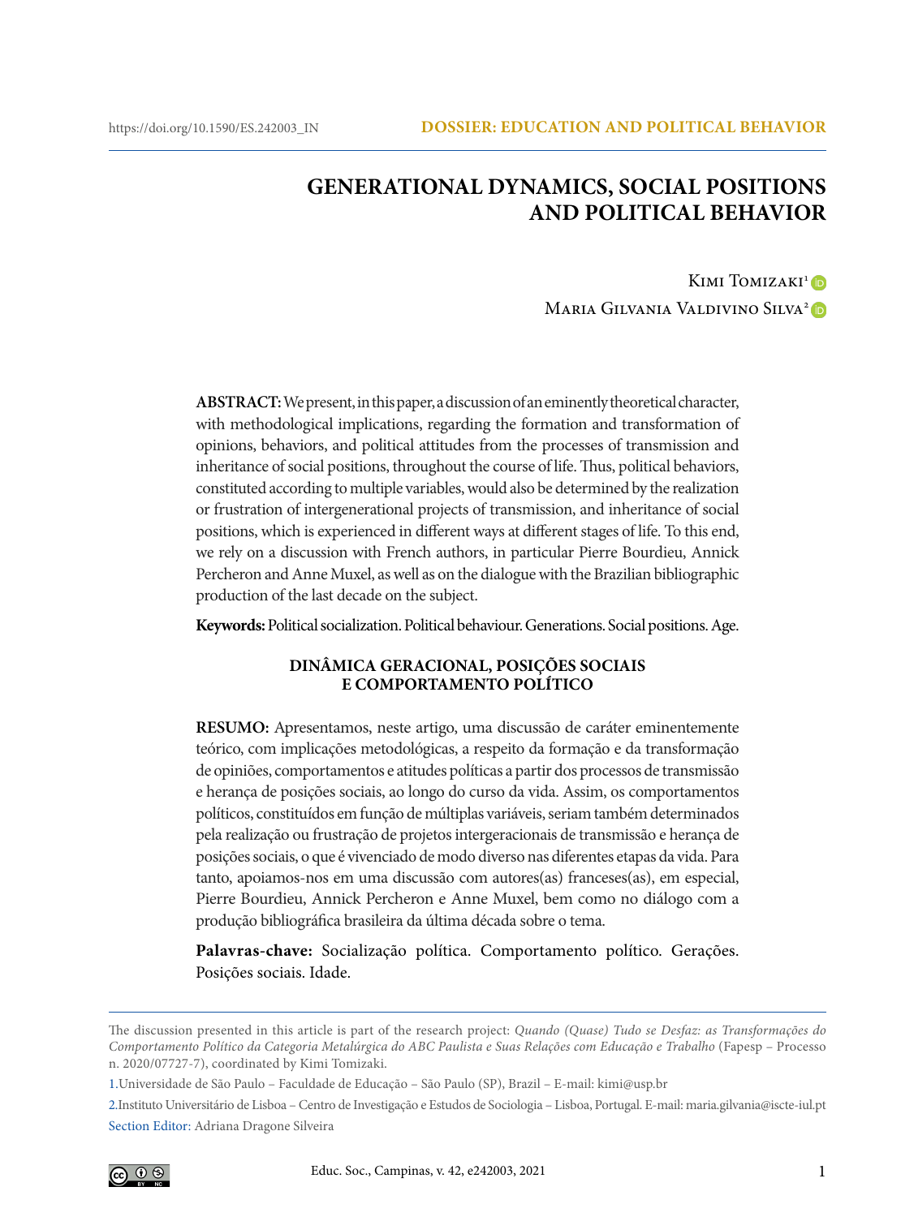https://doi.org/10.1590/ES.242003_IN

DOSSIER: EDUCATION AND POLITICAL BEHAVIOR

# GENERATIONAL DYNAMICS, SOCIAL POSITIONS AND POLITICAL BEHAVIOR

Kimi Tomizaki[1]

Maria Gilvania Valdivino Silva[2]

**ABSTRACT:** We present, in this paper, a discussion of an eminently theoretical character, with methodological implications, regarding the formation and transformation of opinions, behaviors, and political attitudes from the processes of transmission and inheritance of social positions, throughout the course of life. Thus, political behaviors, constituted according to multiple variables, would also be determined by the realization or frustration of intergenerational projects of transmission, and inheritance of social positions, which is experienced in different ways at different stages of life. To this end, we rely on a discussion with French authors, in particular Pierre Bourdieu, Annick Percheron and Anne Muxel, as well as on the dialogue with the Brazilian bibliographic production of the last decade on the subject.

**Keywords:** Political socialization. Political behaviour. Generations. Social positions. Age.

## DINÂMICA GERACIONAL, POSIÇÕES SOCIAIS E COMPORTAMENTO POLÍTICO

**RESUMO:** Apresentamos, neste artigo, uma discussão de caráter eminentemente teórico, com implicações metodológicas, a respeito da formação e da transformação de opiniões, comportamentos e atitudes políticas a partir dos processos de transmissão e herança de posições sociais, ao longo do curso da vida. Assim, os comportamentos políticos, constituídos em função de múltiplas variáveis, seriam também determinados pela realização ou frustração de projetos intergeracionais de transmissão e herança de posições sociais, o que é vivenciado de modo diverso nas diferentes etapas da vida. Para tanto, apoiamos-nos em uma discussão com autores(as) franceses(as), em especial, Pierre Bourdieu, Annick Percheron e Anne Muxel, bem como no diálogo com a produção bibliográfica brasileira da última década sobre o tema.

**Palavras-chave:** Socialização política. Comportamento político. Gerações. Posições sociais. Idade.

---

The discussion presented in this article is part of the research project: *Quando (Quase) Tudo se Desfaz: as Transformações do Comportamento Político da Categoria Metalúrgica do ABC Paulista e Suas Relações com Educação e Trabalho* (Fapesp – Processo n. 2020/07727-7), coordinated by Kimi Tomizaki.

1.Universidade de São Paulo – Faculdade de Educação – São Paulo (SP), Brazil – E-mail: kimi@usp.br

2.Instituto Universitário de Lisboa – Centro de Investigação e Estudos de Sociologia – Lisboa, Portugal. E-mail: maria.gilvania@iscte-iul.pt

Section Editor: Adriana Dragone Silveira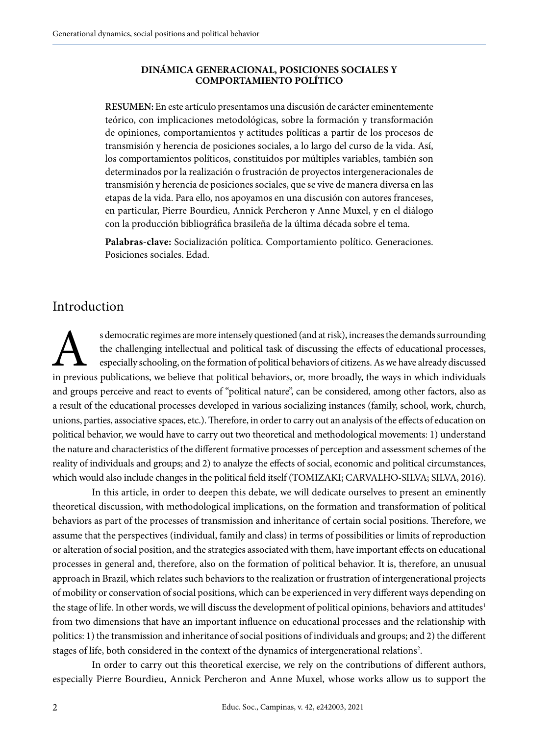**DINÁMICA GENERACIONAL, POSICIONES SOCIALES Y COMPORTAMIENTO POLÍTICO**

**RESUMEN:** En este artículo presentamos una discusión de carácter eminentemente teórico, con implicaciones metodológicas, sobre la formación y transformación de opiniones, comportamientos y actitudes políticas a partir de los procesos de transmisión y herencia de posiciones sociales, a lo largo del curso de la vida. Así, los comportamientos políticos, constituidos por múltiples variables, también son determinados por la realización o frustración de proyectos intergeneracionales de transmisión y herencia de posiciones sociales, que se vive de manera diversa en las etapas de la vida. Para ello, nos apoyamos en una discusión con autores franceses, en particular, Pierre Bourdieu, Annick Percheron y Anne Muxel, y en el diálogo con la producción bibliográfica brasileña de la última década sobre el tema.

**Palabras-clave:** Socialización política. Comportamiento político. Generaciones. Posiciones sociales. Edad.

## Introduction

As democratic regimes are more intensely questioned (and at risk), increases the demands surrounding the challenging intellectual and political task of discussing the effects of educational processes, especially schooling, on the formation of political behaviors of citizens. As we have already discussed in previous publications, we believe that political behaviors, or, more broadly, the ways in which individuals and groups perceive and react to events of "political nature", can be considered, among other factors, also as a result of the educational processes developed in various socializing instances (family, school, work, church, unions, parties, associative spaces, etc.). Therefore, in order to carry out an analysis of the effects of education on political behavior, we would have to carry out two theoretical and methodological movements: 1) understand the nature and characteristics of the different formative processes of perception and assessment schemes of the reality of individuals and groups; and 2) to analyze the effects of social, economic and political circumstances, which would also include changes in the political field itself (TOMIZAKI; CARVALHO-SILVA; SILVA, 2016).

In this article, in order to deepen this debate, we will dedicate ourselves to present an eminently theoretical discussion, with methodological implications, on the formation and transformation of political behaviors as part of the processes of transmission and inheritance of certain social positions. Therefore, we assume that the perspectives (individual, family and class) in terms of possibilities or limits of reproduction or alteration of social position, and the strategies associated with them, have important effects on educational processes in general and, therefore, also on the formation of political behavior. It is, therefore, an unusual approach in Brazil, which relates such behaviors to the realization or frustration of intergenerational projects of mobility or conservation of social positions, which can be experienced in very different ways depending on the stage of life. In other words, we will discuss the development of political opinions, behaviors and attitudes[1] from two dimensions that have an important influence on educational processes and the relationship with politics: 1) the transmission and inheritance of social positions of individuals and groups; and 2) the different stages of life, both considered in the context of the dynamics of intergenerational relations[2].

In order to carry out this theoretical exercise, we rely on the contributions of different authors, especially Pierre Bourdieu, Annick Percheron and Anne Muxel, whose works allow us to support the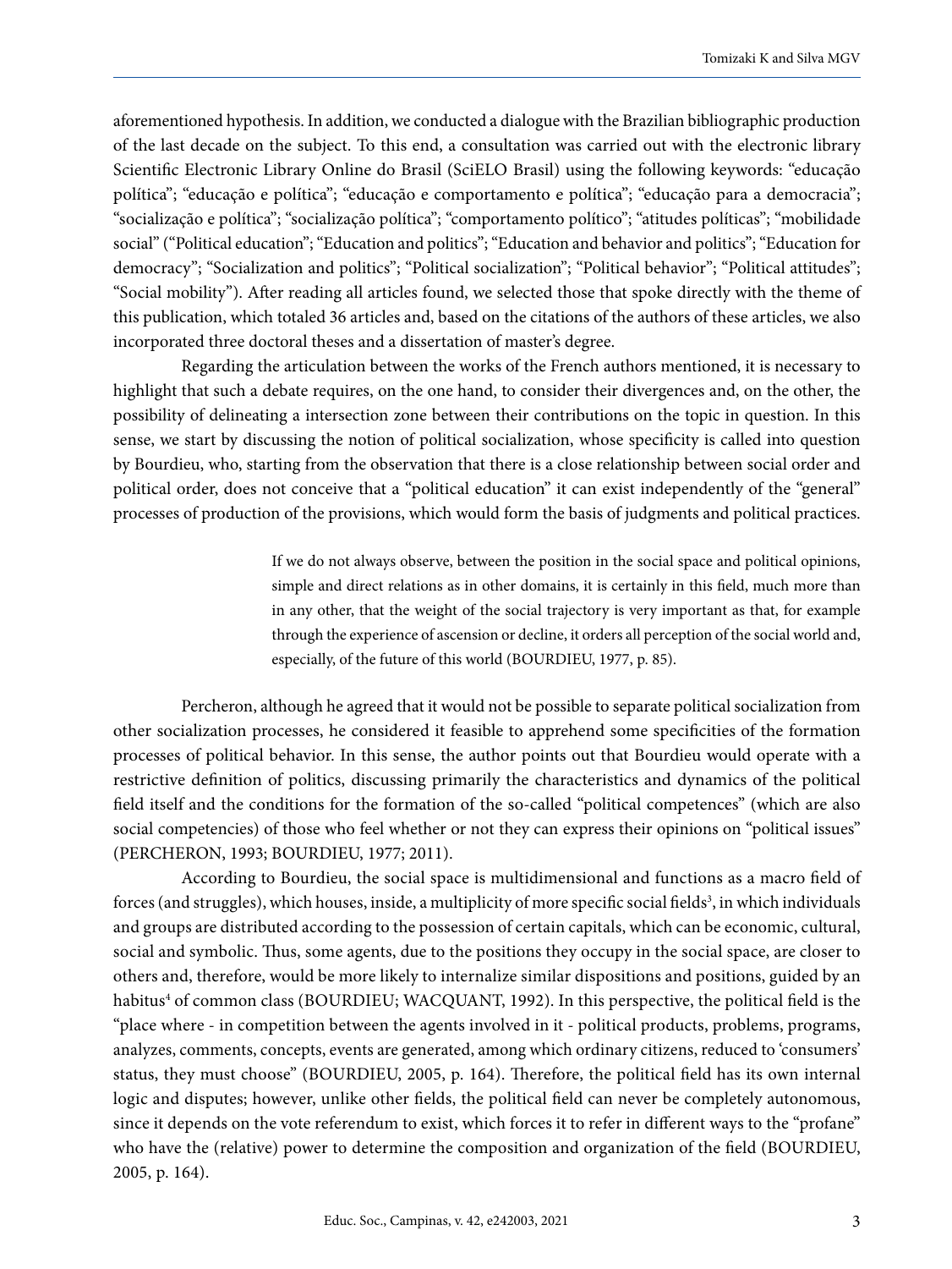aforementioned hypothesis. In addition, we conducted a dialogue with the Brazilian bibliographic production of the last decade on the subject. To this end, a consultation was carried out with the electronic library Scientific Electronic Library Online do Brasil (SciELO Brasil) using the following keywords: "educação política"; "educação e política"; "educação e comportamento e política"; "educação para a democracia"; "socialização e política"; "socialização política"; "comportamento político"; "atitudes políticas"; "mobilidade social" ("Political education"; "Education and politics"; "Education and behavior and politics"; "Education for democracy"; "Socialization and politics"; "Political socialization"; "Political behavior"; "Political attitudes"; "Social mobility"). After reading all articles found, we selected those that spoke directly with the theme of this publication, which totaled 36 articles and, based on the citations of the authors of these articles, we also incorporated three doctoral theses and a dissertation of master's degree.

Regarding the articulation between the works of the French authors mentioned, it is necessary to highlight that such a debate requires, on the one hand, to consider their divergences and, on the other, the possibility of delineating a intersection zone between their contributions on the topic in question. In this sense, we start by discussing the notion of political socialization, whose specificity is called into question by Bourdieu, who, starting from the observation that there is a close relationship between social order and political order, does not conceive that a "political education" it can exist independently of the "general" processes of production of the provisions, which would form the basis of judgments and political practices.

> If we do not always observe, between the position in the social space and political opinions, simple and direct relations as in other domains, it is certainly in this field, much more than in any other, that the weight of the social trajectory is very important as that, for example through the experience of ascension or decline, it orders all perception of the social world and, especially, of the future of this world (BOURDIEU, 1977, p. 85).

Percheron, although he agreed that it would not be possible to separate political socialization from other socialization processes, he considered it feasible to apprehend some specificities of the formation processes of political behavior. In this sense, the author points out that Bourdieu would operate with a restrictive definition of politics, discussing primarily the characteristics and dynamics of the political field itself and the conditions for the formation of the so-called "political competences" (which are also social competencies) of those who feel whether or not they can express their opinions on "political issues" (PERCHERON, 1993; BOURDIEU, 1977; 2011).

According to Bourdieu, the social space is multidimensional and functions as a macro field of forces (and struggles), which houses, inside, a multiplicity of more specific social fields[3], in which individuals and groups are distributed according to the possession of certain capitals, which can be economic, cultural, social and symbolic. Thus, some agents, due to the positions they occupy in the social space, are closer to others and, therefore, would be more likely to internalize similar dispositions and positions, guided by an habitus[4] of common class (BOURDIEU; WACQUANT, 1992). In this perspective, the political field is the "place where - in competition between the agents involved in it - political products, problems, programs, analyzes, comments, concepts, events are generated, among which ordinary citizens, reduced to 'consumers' status, they must choose" (BOURDIEU, 2005, p. 164). Therefore, the political field has its own internal logic and disputes; however, unlike other fields, the political field can never be completely autonomous, since it depends on the vote referendum to exist, which forces it to refer in different ways to the "profane" who have the (relative) power to determine the composition and organization of the field (BOURDIEU, 2005, p. 164).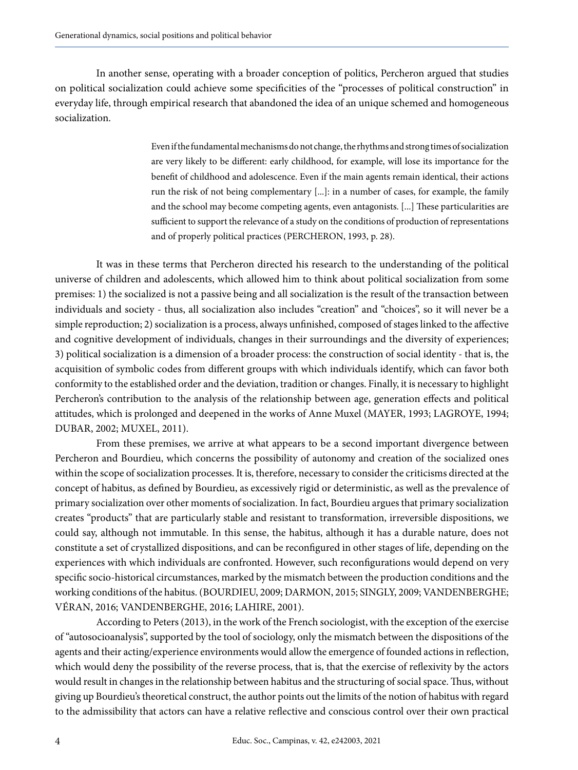In another sense, operating with a broader conception of politics, Percheron argued that studies on political socialization could achieve some specificities of the "processes of political construction" in everyday life, through empirical research that abandoned the idea of an unique schemed and homogeneous socialization.

> Even if the fundamental mechanisms do not change, the rhythms and strong times of socialization are very likely to be different: early childhood, for example, will lose its importance for the benefit of childhood and adolescence. Even if the main agents remain identical, their actions run the risk of not being complementary [...]: in a number of cases, for example, the family and the school may become competing agents, even antagonists. [...] These particularities are sufficient to support the relevance of a study on the conditions of production of representations and of properly political practices (PERCHERON, 1993, p. 28).

It was in these terms that Percheron directed his research to the understanding of the political universe of children and adolescents, which allowed him to think about political socialization from some premises: 1) the socialized is not a passive being and all socialization is the result of the transaction between individuals and society - thus, all socialization also includes "creation" and "choices", so it will never be a simple reproduction; 2) socialization is a process, always unfinished, composed of stages linked to the affective and cognitive development of individuals, changes in their surroundings and the diversity of experiences; 3) political socialization is a dimension of a broader process: the construction of social identity - that is, the acquisition of symbolic codes from different groups with which individuals identify, which can favor both conformity to the established order and the deviation, tradition or changes. Finally, it is necessary to highlight Percheron's contribution to the analysis of the relationship between age, generation effects and political attitudes, which is prolonged and deepened in the works of Anne Muxel (MAYER, 1993; LAGROYE, 1994; DUBAR, 2002; MUXEL, 2011).

From these premises, we arrive at what appears to be a second important divergence between Percheron and Bourdieu, which concerns the possibility of autonomy and creation of the socialized ones within the scope of socialization processes. It is, therefore, necessary to consider the criticisms directed at the concept of habitus, as defined by Bourdieu, as excessively rigid or deterministic, as well as the prevalence of primary socialization over other moments of socialization. In fact, Bourdieu argues that primary socialization creates "products" that are particularly stable and resistant to transformation, irreversible dispositions, we could say, although not immutable. In this sense, the habitus, although it has a durable nature, does not constitute a set of crystallized dispositions, and can be reconfigured in other stages of life, depending on the experiences with which individuals are confronted. However, such reconfigurations would depend on very specific socio-historical circumstances, marked by the mismatch between the production conditions and the working conditions of the habitus. (BOURDIEU, 2009; DARMON, 2015; SINGLY, 2009; VANDENBERGHE; VÉRAN, 2016; VANDENBERGHE, 2016; LAHIRE, 2001).

According to Peters (2013), in the work of the French sociologist, with the exception of the exercise of "autosocioanalysis", supported by the tool of sociology, only the mismatch between the dispositions of the agents and their acting/experience environments would allow the emergence of founded actions in reflection, which would deny the possibility of the reverse process, that is, that the exercise of reflexivity by the actors would result in changes in the relationship between habitus and the structuring of social space. Thus, without giving up Bourdieu's theoretical construct, the author points out the limits of the notion of habitus with regard to the admissibility that actors can have a relative reflective and conscious control over their own practical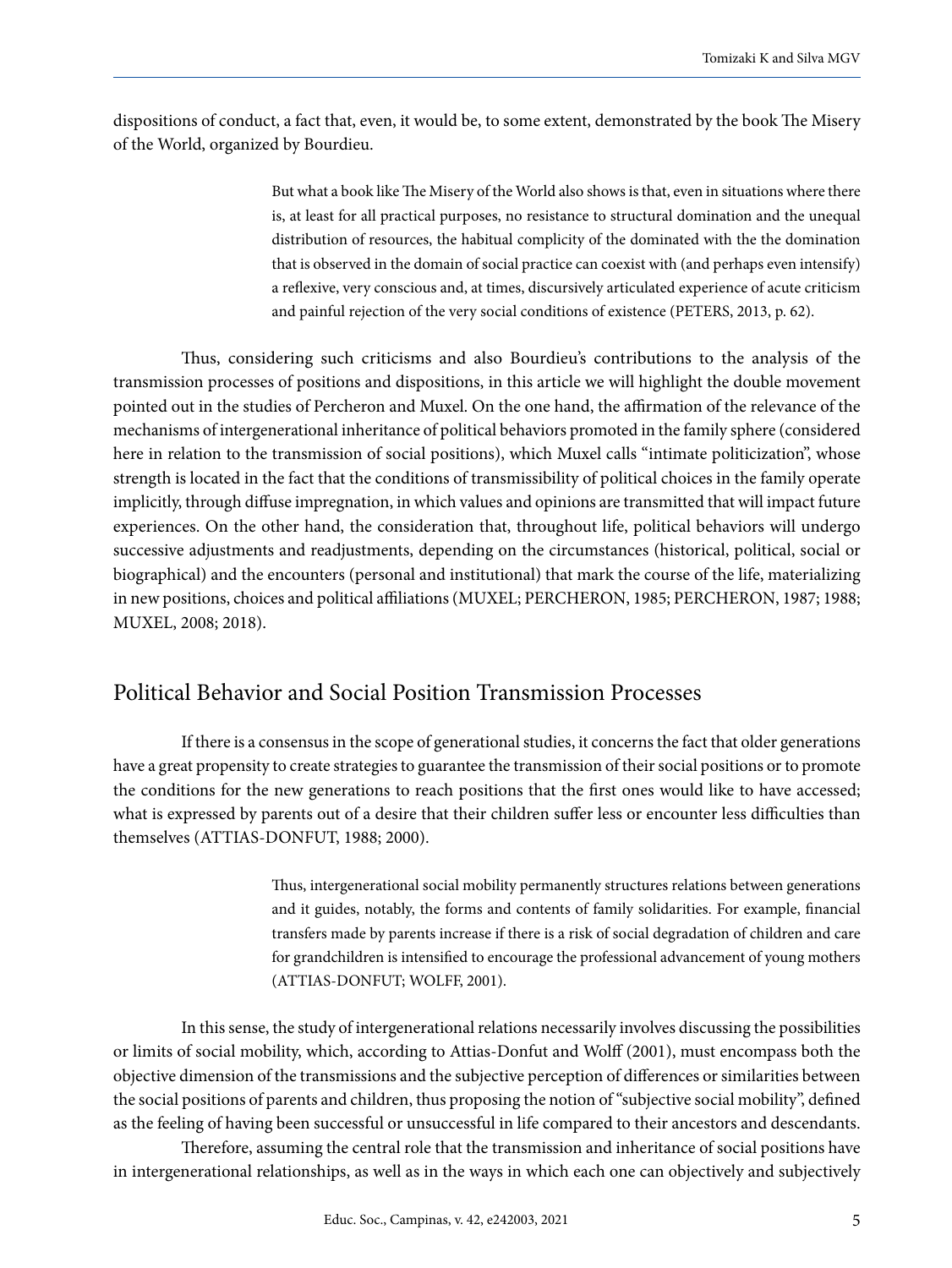dispositions of conduct, a fact that, even, it would be, to some extent, demonstrated by the book The Misery of the World, organized by Bourdieu.

> But what a book like The Misery of the World also shows is that, even in situations where there is, at least for all practical purposes, no resistance to structural domination and the unequal distribution of resources, the habitual complicity of the dominated with the the domination that is observed in the domain of social practice can coexist with (and perhaps even intensify) a reflexive, very conscious and, at times, discursively articulated experience of acute criticism and painful rejection of the very social conditions of existence (PETERS, 2013, p. 62).

Thus, considering such criticisms and also Bourdieu's contributions to the analysis of the transmission processes of positions and dispositions, in this article we will highlight the double movement pointed out in the studies of Percheron and Muxel. On the one hand, the affirmation of the relevance of the mechanisms of intergenerational inheritance of political behaviors promoted in the family sphere (considered here in relation to the transmission of social positions), which Muxel calls "intimate politicization", whose strength is located in the fact that the conditions of transmissibility of political choices in the family operate implicitly, through diffuse impregnation, in which values and opinions are transmitted that will impact future experiences. On the other hand, the consideration that, throughout life, political behaviors will undergo successive adjustments and readjustments, depending on the circumstances (historical, political, social or biographical) and the encounters (personal and institutional) that mark the course of the life, materializing in new positions, choices and political affiliations (MUXEL; PERCHERON, 1985; PERCHERON, 1987; 1988; MUXEL, 2008; 2018).

## Political Behavior and Social Position Transmission Processes

If there is a consensus in the scope of generational studies, it concerns the fact that older generations have a great propensity to create strategies to guarantee the transmission of their social positions or to promote the conditions for the new generations to reach positions that the first ones would like to have accessed; what is expressed by parents out of a desire that their children suffer less or encounter less difficulties than themselves (ATTIAS-DONFUT, 1988; 2000).

> Thus, intergenerational social mobility permanently structures relations between generations and it guides, notably, the forms and contents of family solidarities. For example, financial transfers made by parents increase if there is a risk of social degradation of children and care for grandchildren is intensified to encourage the professional advancement of young mothers (ATTIAS-DONFUT; WOLFF, 2001).

In this sense, the study of intergenerational relations necessarily involves discussing the possibilities or limits of social mobility, which, according to Attias-Donfut and Wolff (2001), must encompass both the objective dimension of the transmissions and the subjective perception of differences or similarities between the social positions of parents and children, thus proposing the notion of "subjective social mobility", defined as the feeling of having been successful or unsuccessful in life compared to their ancestors and descendants.

Therefore, assuming the central role that the transmission and inheritance of social positions have in intergenerational relationships, as well as in the ways in which each one can objectively and subjectively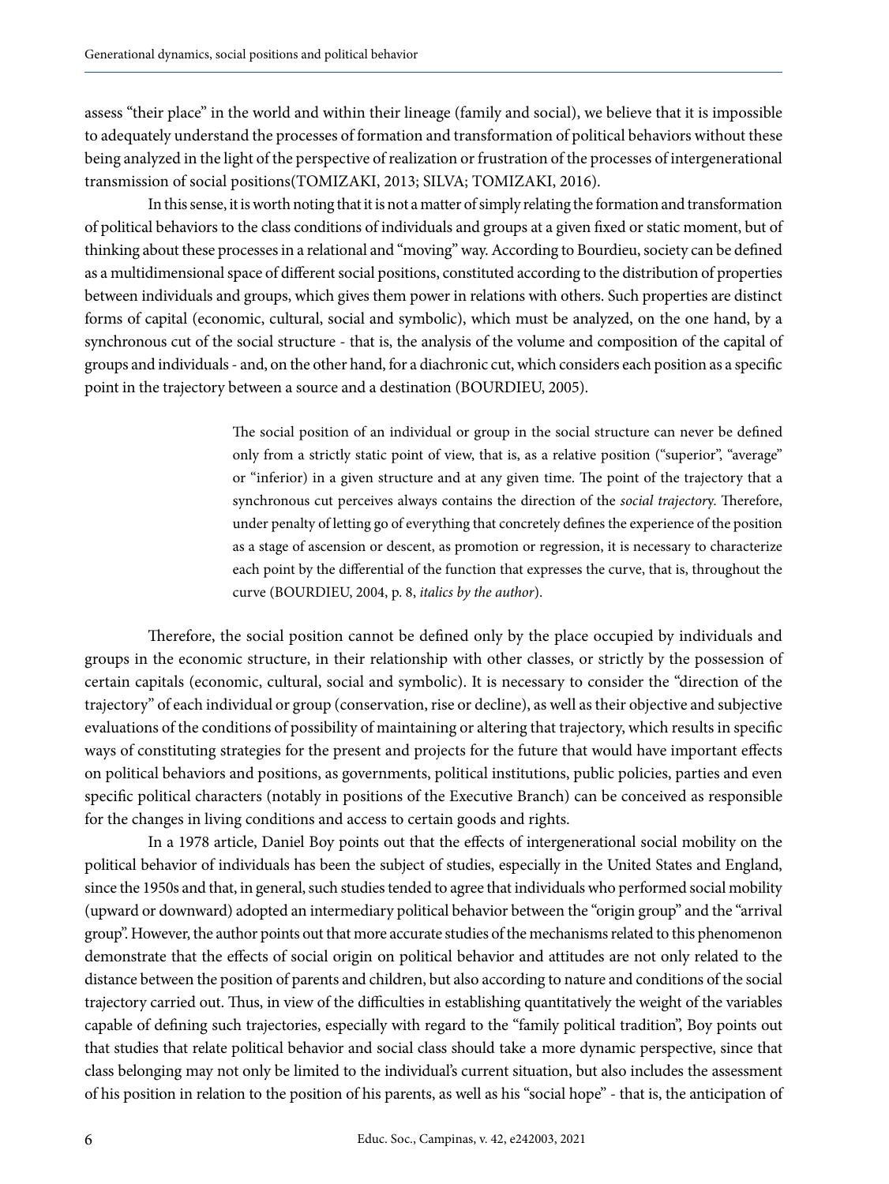assess "their place" in the world and within their lineage (family and social), we believe that it is impossible to adequately understand the processes of formation and transformation of political behaviors without these being analyzed in the light of the perspective of realization or frustration of the processes of intergenerational transmission of social positions(TOMIZAKI, 2013; SILVA; TOMIZAKI, 2016).

In this sense, it is worth noting that it is not a matter of simply relating the formation and transformation of political behaviors to the class conditions of individuals and groups at a given fixed or static moment, but of thinking about these processes in a relational and "moving" way. According to Bourdieu, society can be defined as a multidimensional space of different social positions, constituted according to the distribution of properties between individuals and groups, which gives them power in relations with others. Such properties are distinct forms of capital (economic, cultural, social and symbolic), which must be analyzed, on the one hand, by a synchronous cut of the social structure - that is, the analysis of the volume and composition of the capital of groups and individuals - and, on the other hand, for a diachronic cut, which considers each position as a specific point in the trajectory between a source and a destination (BOURDIEU, 2005).

> The social position of an individual or group in the social structure can never be defined only from a strictly static point of view, that is, as a relative position ("superior", "average" or "inferior) in a given structure and at any given time. The point of the trajectory that a synchronous cut perceives always contains the direction of the *social trajectory*. Therefore, under penalty of letting go of everything that concretely defines the experience of the position as a stage of ascension or descent, as promotion or regression, it is necessary to characterize each point by the differential of the function that expresses the curve, that is, throughout the curve (BOURDIEU, 2004, p. 8, *italics by the author*).

Therefore, the social position cannot be defined only by the place occupied by individuals and groups in the economic structure, in their relationship with other classes, or strictly by the possession of certain capitals (economic, cultural, social and symbolic). It is necessary to consider the "direction of the trajectory" of each individual or group (conservation, rise or decline), as well as their objective and subjective evaluations of the conditions of possibility of maintaining or altering that trajectory, which results in specific ways of constituting strategies for the present and projects for the future that would have important effects on political behaviors and positions, as governments, political institutions, public policies, parties and even specific political characters (notably in positions of the Executive Branch) can be conceived as responsible for the changes in living conditions and access to certain goods and rights.

In a 1978 article, Daniel Boy points out that the effects of intergenerational social mobility on the political behavior of individuals has been the subject of studies, especially in the United States and England, since the 1950s and that, in general, such studies tended to agree that individuals who performed social mobility (upward or downward) adopted an intermediary political behavior between the "origin group" and the "arrival group". However, the author points out that more accurate studies of the mechanisms related to this phenomenon demonstrate that the effects of social origin on political behavior and attitudes are not only related to the distance between the position of parents and children, but also according to nature and conditions of the social trajectory carried out. Thus, in view of the difficulties in establishing quantitatively the weight of the variables capable of defining such trajectories, especially with regard to the "family political tradition", Boy points out that studies that relate political behavior and social class should take a more dynamic perspective, since that class belonging may not only be limited to the individual's current situation, but also includes the assessment of his position in relation to the position of his parents, as well as his "social hope" - that is, the anticipation of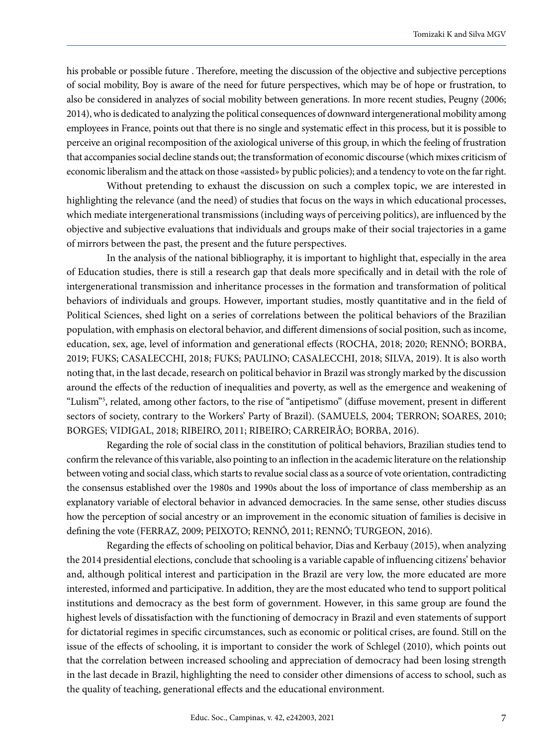his probable or possible future . Therefore, meeting the discussion of the objective and subjective perceptions of social mobility, Boy is aware of the need for future perspectives, which may be of hope or frustration, to also be considered in analyzes of social mobility between generations. In more recent studies, Peugny (2006; 2014), who is dedicated to analyzing the political consequences of downward intergenerational mobility among employees in France, points out that there is no single and systematic effect in this process, but it is possible to perceive an original recomposition of the axiological universe of this group, in which the feeling of frustration that accompanies social decline stands out; the transformation of economic discourse (which mixes criticism of economic liberalism and the attack on those «assisted» by public policies); and a tendency to vote on the far right.

Without pretending to exhaust the discussion on such a complex topic, we are interested in highlighting the relevance (and the need) of studies that focus on the ways in which educational processes, which mediate intergenerational transmissions (including ways of perceiving politics), are influenced by the objective and subjective evaluations that individuals and groups make of their social trajectories in a game of mirrors between the past, the present and the future perspectives.

In the analysis of the national bibliography, it is important to highlight that, especially in the area of Education studies, there is still a research gap that deals more specifically and in detail with the role of intergenerational transmission and inheritance processes in the formation and transformation of political behaviors of individuals and groups. However, important studies, mostly quantitative and in the field of Political Sciences, shed light on a series of correlations between the political behaviors of the Brazilian population, with emphasis on electoral behavior, and different dimensions of social position, such as income, education, sex, age, level of information and generational effects (ROCHA, 2018; 2020; RENNÓ; BORBA, 2019; FUKS; CASALECCHI, 2018; FUKS; PAULINO; CASALECCHI, 2018; SILVA, 2019). It is also worth noting that, in the last decade, research on political behavior in Brazil was strongly marked by the discussion around the effects of the reduction of inequalities and poverty, as well as the emergence and weakening of "Lulism"[5], related, among other factors, to the rise of "antipetismo" (diffuse movement, present in different sectors of society, contrary to the Workers' Party of Brazil). (SAMUELS, 2004; TERRON; SOARES, 2010; BORGES; VIDIGAL, 2018; RIBEIRO, 2011; RIBEIRO; CARREIRÃO; BORBA, 2016).

Regarding the role of social class in the constitution of political behaviors, Brazilian studies tend to confirm the relevance of this variable, also pointing to an inflection in the academic literature on the relationship between voting and social class, which starts to revalue social class as a source of vote orientation, contradicting the consensus established over the 1980s and 1990s about the loss of importance of class membership as an explanatory variable of electoral behavior in advanced democracies. In the same sense, other studies discuss how the perception of social ancestry or an improvement in the economic situation of families is decisive in defining the vote (FERRAZ, 2009; PEIXOTO; RENNÓ, 2011; RENNÓ; TURGEON, 2016).

Regarding the effects of schooling on political behavior, Dias and Kerbauy (2015), when analyzing the 2014 presidential elections, conclude that schooling is a variable capable of influencing citizens' behavior and, although political interest and participation in the Brazil are very low, the more educated are more interested, informed and participative. In addition, they are the most educated who tend to support political institutions and democracy as the best form of government. However, in this same group are found the highest levels of dissatisfaction with the functioning of democracy in Brazil and even statements of support for dictatorial regimes in specific circumstances, such as economic or political crises, are found. Still on the issue of the effects of schooling, it is important to consider the work of Schlegel (2010), which points out that the correlation between increased schooling and appreciation of democracy had been losing strength in the last decade in Brazil, highlighting the need to consider other dimensions of access to school, such as the quality of teaching, generational effects and the educational environment.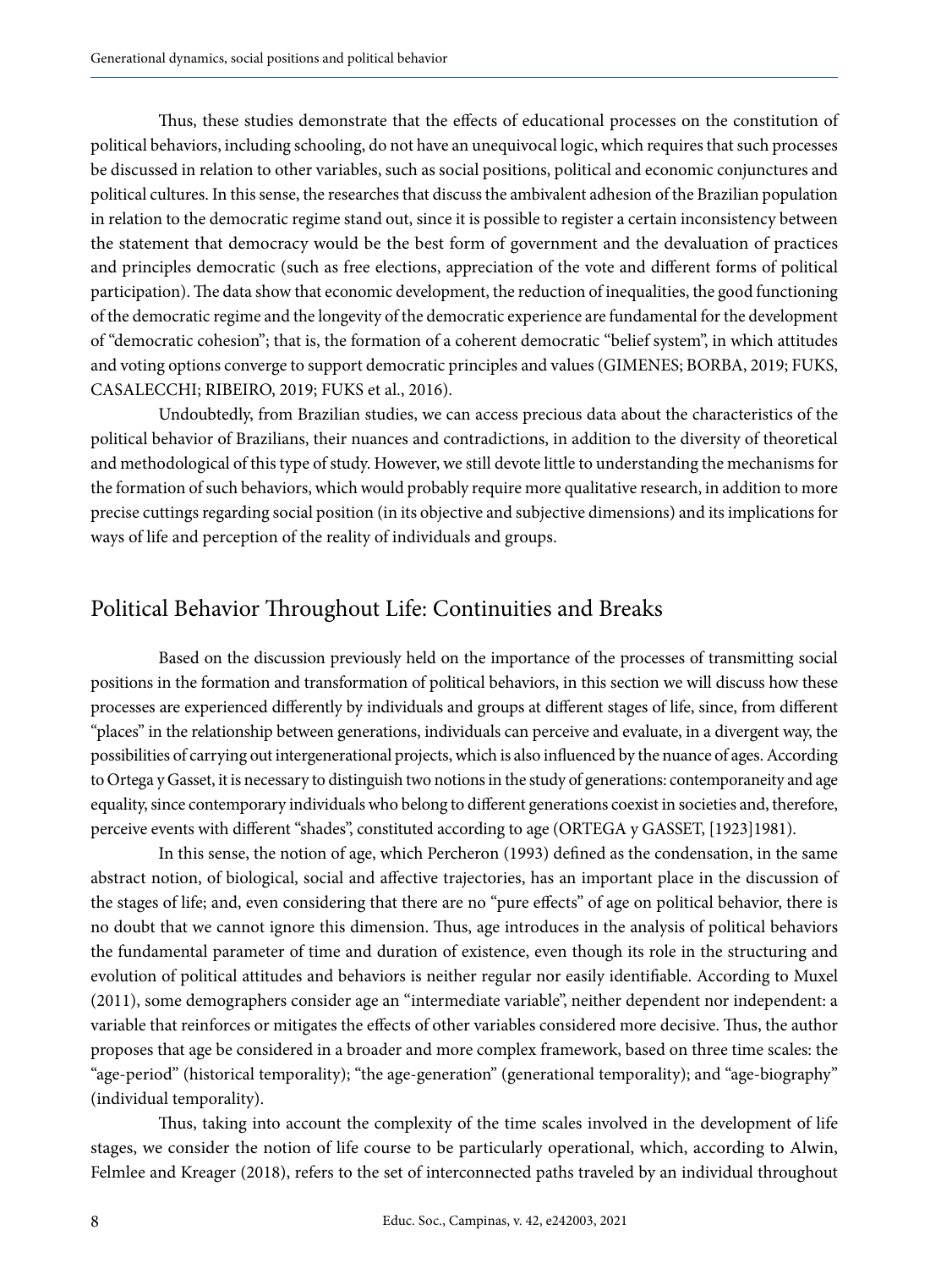Thus, these studies demonstrate that the effects of educational processes on the constitution of political behaviors, including schooling, do not have an unequivocal logic, which requires that such processes be discussed in relation to other variables, such as social positions, political and economic conjunctures and political cultures. In this sense, the researches that discuss the ambivalent adhesion of the Brazilian population in relation to the democratic regime stand out, since it is possible to register a certain inconsistency between the statement that democracy would be the best form of government and the devaluation of practices and principles democratic (such as free elections, appreciation of the vote and different forms of political participation). The data show that economic development, the reduction of inequalities, the good functioning of the democratic regime and the longevity of the democratic experience are fundamental for the development of "democratic cohesion"; that is, the formation of a coherent democratic "belief system", in which attitudes and voting options converge to support democratic principles and values (GIMENES; BORBA, 2019; FUKS, CASALECCHI; RIBEIRO, 2019; FUKS et al., 2016).

Undoubtedly, from Brazilian studies, we can access precious data about the characteristics of the political behavior of Brazilians, their nuances and contradictions, in addition to the diversity of theoretical and methodological of this type of study. However, we still devote little to understanding the mechanisms for the formation of such behaviors, which would probably require more qualitative research, in addition to more precise cuttings regarding social position (in its objective and subjective dimensions) and its implications for ways of life and perception of the reality of individuals and groups.

## Political Behavior Throughout Life: Continuities and Breaks

Based on the discussion previously held on the importance of the processes of transmitting social positions in the formation and transformation of political behaviors, in this section we will discuss how these processes are experienced differently by individuals and groups at different stages of life, since, from different "places" in the relationship between generations, individuals can perceive and evaluate, in a divergent way, the possibilities of carrying out intergenerational projects, which is also influenced by the nuance of ages. According to Ortega y Gasset, it is necessary to distinguish two notions in the study of generations: contemporaneity and age equality, since contemporary individuals who belong to different generations coexist in societies and, therefore, perceive events with different "shades", constituted according to age (ORTEGA y GASSET, [1923]1981).

In this sense, the notion of age, which Percheron (1993) defined as the condensation, in the same abstract notion, of biological, social and affective trajectories, has an important place in the discussion of the stages of life; and, even considering that there are no "pure effects" of age on political behavior, there is no doubt that we cannot ignore this dimension. Thus, age introduces in the analysis of political behaviors the fundamental parameter of time and duration of existence, even though its role in the structuring and evolution of political attitudes and behaviors is neither regular nor easily identifiable. According to Muxel (2011), some demographers consider age an "intermediate variable", neither dependent nor independent: a variable that reinforces or mitigates the effects of other variables considered more decisive. Thus, the author proposes that age be considered in a broader and more complex framework, based on three time scales: the "age-period" (historical temporality); "the age-generation" (generational temporality); and "age-biography" (individual temporality).

Thus, taking into account the complexity of the time scales involved in the development of life stages, we consider the notion of life course to be particularly operational, which, according to Alwin, Felmlee and Kreager (2018), refers to the set of interconnected paths traveled by an individual throughout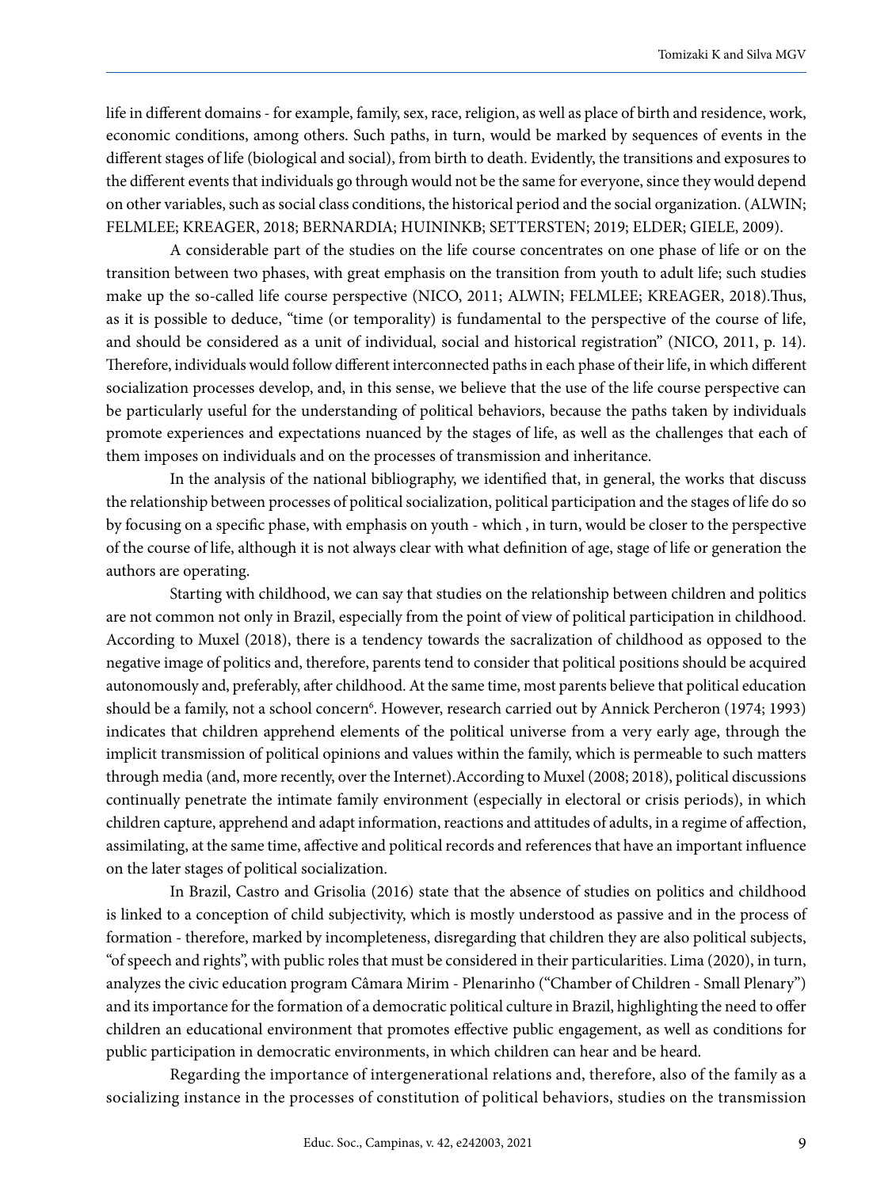life in different domains - for example, family, sex, race, religion, as well as place of birth and residence, work, economic conditions, among others. Such paths, in turn, would be marked by sequences of events in the different stages of life (biological and social), from birth to death. Evidently, the transitions and exposures to the different events that individuals go through would not be the same for everyone, since they would depend on other variables, such as social class conditions, the historical period and the social organization. (ALWIN; FELMLEE; KREAGER, 2018; BERNARDIA; HUININKB; SETTERSTEN; 2019; ELDER; GIELE, 2009).

A considerable part of the studies on the life course concentrates on one phase of life or on the transition between two phases, with great emphasis on the transition from youth to adult life; such studies make up the so-called life course perspective (NICO, 2011; ALWIN; FELMLEE; KREAGER, 2018).Thus, as it is possible to deduce, "time (or temporality) is fundamental to the perspective of the course of life, and should be considered as a unit of individual, social and historical registration" (NICO, 2011, p. 14). Therefore, individuals would follow different interconnected paths in each phase of their life, in which different socialization processes develop, and, in this sense, we believe that the use of the life course perspective can be particularly useful for the understanding of political behaviors, because the paths taken by individuals promote experiences and expectations nuanced by the stages of life, as well as the challenges that each of them imposes on individuals and on the processes of transmission and inheritance.

In the analysis of the national bibliography, we identified that, in general, the works that discuss the relationship between processes of political socialization, political participation and the stages of life do so by focusing on a specific phase, with emphasis on youth - which , in turn, would be closer to the perspective of the course of life, although it is not always clear with what definition of age, stage of life or generation the authors are operating.

Starting with childhood, we can say that studies on the relationship between children and politics are not common not only in Brazil, especially from the point of view of political participation in childhood. According to Muxel (2018), there is a tendency towards the sacralization of childhood as opposed to the negative image of politics and, therefore, parents tend to consider that political positions should be acquired autonomously and, preferably, after childhood. At the same time, most parents believe that political education should be a family, not a school concern[6]. However, research carried out by Annick Percheron (1974; 1993) indicates that children apprehend elements of the political universe from a very early age, through the implicit transmission of political opinions and values within the family, which is permeable to such matters through media (and, more recently, over the Internet).According to Muxel (2008; 2018), political discussions continually penetrate the intimate family environment (especially in electoral or crisis periods), in which children capture, apprehend and adapt information, reactions and attitudes of adults, in a regime of affection, assimilating, at the same time, affective and political records and references that have an important influence on the later stages of political socialization.

In Brazil, Castro and Grisolia (2016) state that the absence of studies on politics and childhood is linked to a conception of child subjectivity, which is mostly understood as passive and in the process of formation - therefore, marked by incompleteness, disregarding that children they are also political subjects, "of speech and rights", with public roles that must be considered in their particularities. Lima (2020), in turn, analyzes the civic education program Câmara Mirim - Plenarinho ("Chamber of Children - Small Plenary") and its importance for the formation of a democratic political culture in Brazil, highlighting the need to offer children an educational environment that promotes effective public engagement, as well as conditions for public participation in democratic environments, in which children can hear and be heard.

Regarding the importance of intergenerational relations and, therefore, also of the family as a socializing instance in the processes of constitution of political behaviors, studies on the transmission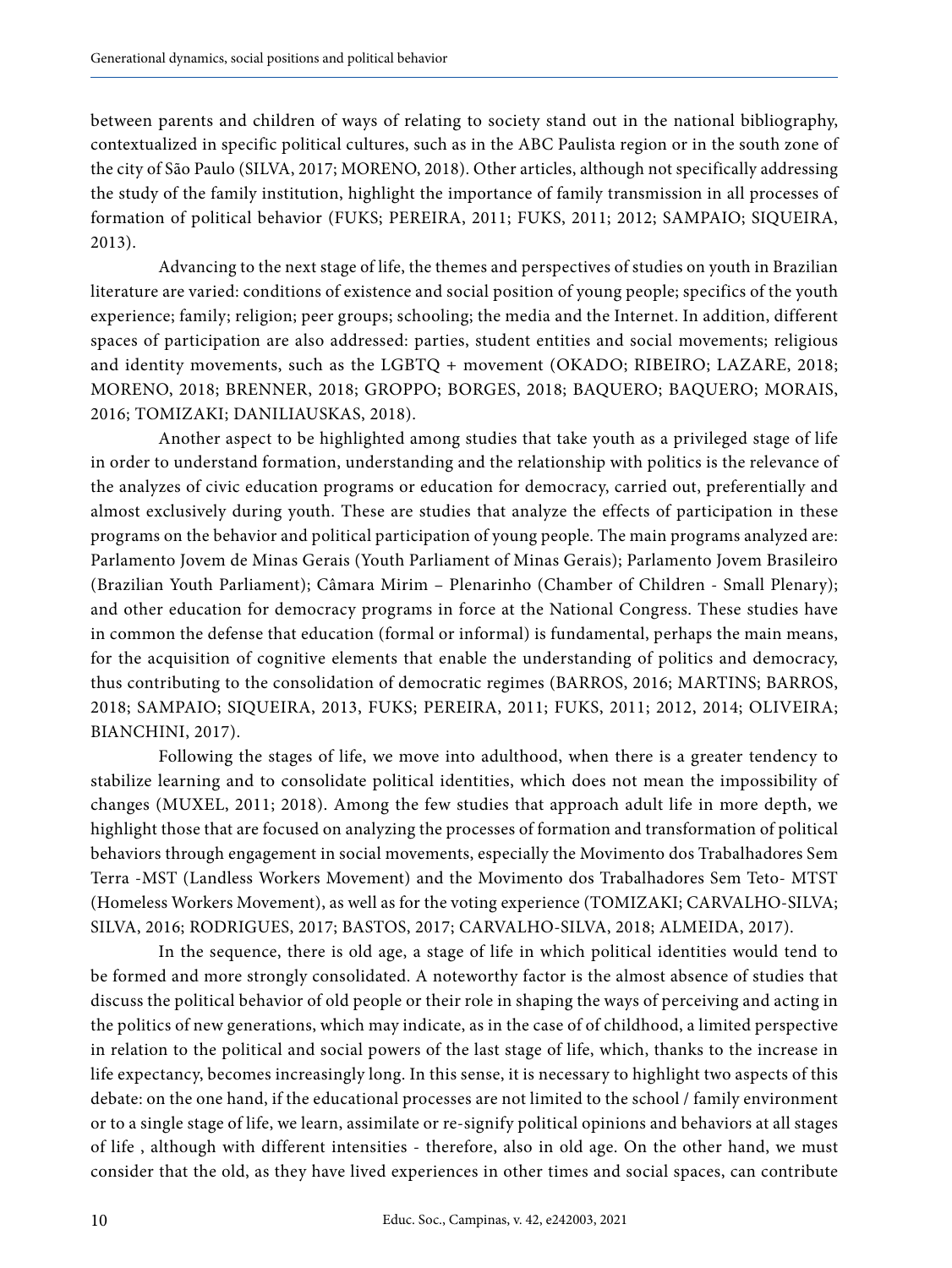between parents and children of ways of relating to society stand out in the national bibliography, contextualized in specific political cultures, such as in the ABC Paulista region or in the south zone of the city of São Paulo (SILVA, 2017; MORENO, 2018). Other articles, although not specifically addressing the study of the family institution, highlight the importance of family transmission in all processes of formation of political behavior (FUKS; PEREIRA, 2011; FUKS, 2011; 2012; SAMPAIO; SIQUEIRA, 2013).

Advancing to the next stage of life, the themes and perspectives of studies on youth in Brazilian literature are varied: conditions of existence and social position of young people; specifics of the youth experience; family; religion; peer groups; schooling; the media and the Internet. In addition, different spaces of participation are also addressed: parties, student entities and social movements; religious and identity movements, such as the LGBTQ + movement (OKADO; RIBEIRO; LAZARE, 2018; MORENO, 2018; BRENNER, 2018; GROPPO; BORGES, 2018; BAQUERO; BAQUERO; MORAIS, 2016; TOMIZAKI; DANILIAUSKAS, 2018).

Another aspect to be highlighted among studies that take youth as a privileged stage of life in order to understand formation, understanding and the relationship with politics is the relevance of the analyzes of civic education programs or education for democracy, carried out, preferentially and almost exclusively during youth. These are studies that analyze the effects of participation in these programs on the behavior and political participation of young people. The main programs analyzed are: Parlamento Jovem de Minas Gerais (Youth Parliament of Minas Gerais); Parlamento Jovem Brasileiro (Brazilian Youth Parliament); Câmara Mirim – Plenarinho (Chamber of Children - Small Plenary); and other education for democracy programs in force at the National Congress. These studies have in common the defense that education (formal or informal) is fundamental, perhaps the main means, for the acquisition of cognitive elements that enable the understanding of politics and democracy, thus contributing to the consolidation of democratic regimes (BARROS, 2016; MARTINS; BARROS, 2018; SAMPAIO; SIQUEIRA, 2013, FUKS; PEREIRA, 2011; FUKS, 2011; 2012, 2014; OLIVEIRA; BIANCHINI, 2017).

Following the stages of life, we move into adulthood, when there is a greater tendency to stabilize learning and to consolidate political identities, which does not mean the impossibility of changes (MUXEL, 2011; 2018). Among the few studies that approach adult life in more depth, we highlight those that are focused on analyzing the processes of formation and transformation of political behaviors through engagement in social movements, especially the Movimento dos Trabalhadores Sem Terra -MST (Landless Workers Movement) and the Movimento dos Trabalhadores Sem Teto- MTST (Homeless Workers Movement), as well as for the voting experience (TOMIZAKI; CARVALHO-SILVA; SILVA, 2016; RODRIGUES, 2017; BASTOS, 2017; CARVALHO-SILVA, 2018; ALMEIDA, 2017).

In the sequence, there is old age, a stage of life in which political identities would tend to be formed and more strongly consolidated. A noteworthy factor is the almost absence of studies that discuss the political behavior of old people or their role in shaping the ways of perceiving and acting in the politics of new generations, which may indicate, as in the case of of childhood, a limited perspective in relation to the political and social powers of the last stage of life, which, thanks to the increase in life expectancy, becomes increasingly long. In this sense, it is necessary to highlight two aspects of this debate: on the one hand, if the educational processes are not limited to the school / family environment or to a single stage of life, we learn, assimilate or re-signify political opinions and behaviors at all stages of life , although with different intensities - therefore, also in old age. On the other hand, we must consider that the old, as they have lived experiences in other times and social spaces, can contribute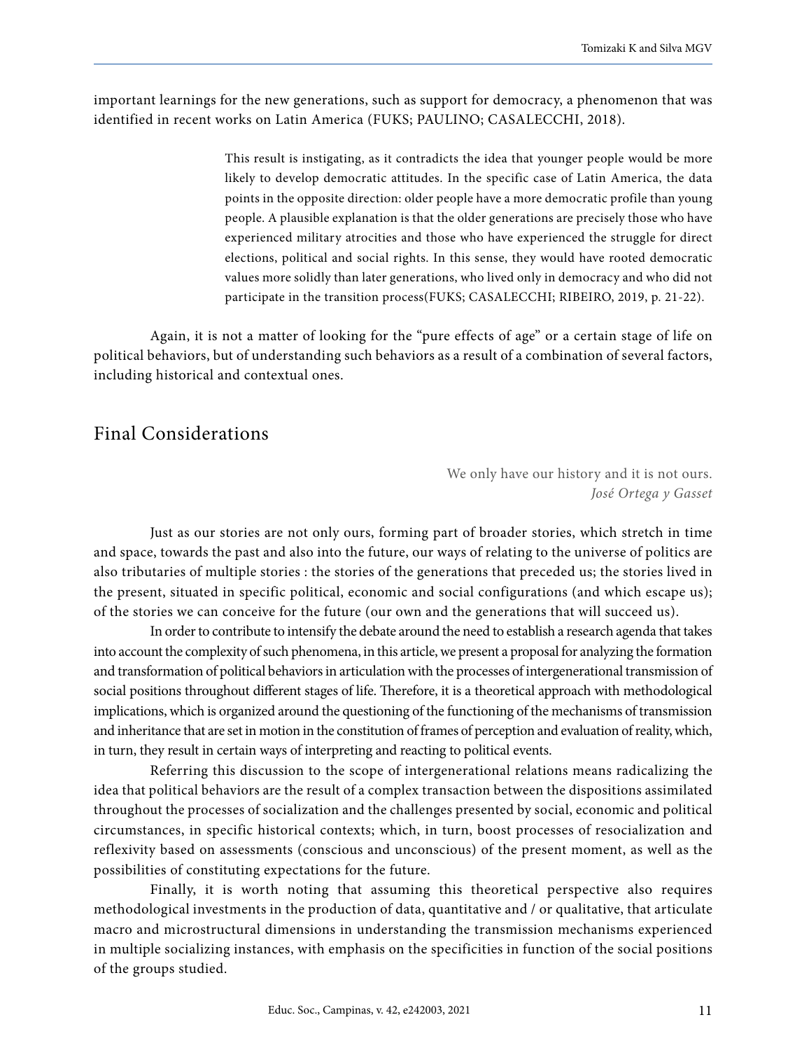important learnings for the new generations, such as support for democracy, a phenomenon that was identified in recent works on Latin America (FUKS; PAULINO; CASALECCHI, 2018).

> This result is instigating, as it contradicts the idea that younger people would be more likely to develop democratic attitudes. In the specific case of Latin America, the data points in the opposite direction: older people have a more democratic profile than young people. A plausible explanation is that the older generations are precisely those who have experienced military atrocities and those who have experienced the struggle for direct elections, political and social rights. In this sense, they would have rooted democratic values more solidly than later generations, who lived only in democracy and who did not participate in the transition process(FUKS; CASALECCHI; RIBEIRO, 2019, p. 21-22).

Again, it is not a matter of looking for the "pure effects of age" or a certain stage of life on political behaviors, but of understanding such behaviors as a result of a combination of several factors, including historical and contextual ones.

## Final Considerations

> We only have our history and it is not ours.
> *José Ortega y Gasset*

Just as our stories are not only ours, forming part of broader stories, which stretch in time and space, towards the past and also into the future, our ways of relating to the universe of politics are also tributaries of multiple stories : the stories of the generations that preceded us; the stories lived in the present, situated in specific political, economic and social configurations (and which escape us); of the stories we can conceive for the future (our own and the generations that will succeed us).

In order to contribute to intensify the debate around the need to establish a research agenda that takes into account the complexity of such phenomena, in this article, we present a proposal for analyzing the formation and transformation of political behaviors in articulation with the processes of intergenerational transmission of social positions throughout different stages of life. Therefore, it is a theoretical approach with methodological implications, which is organized around the questioning of the functioning of the mechanisms of transmission and inheritance that are set in motion in the constitution of frames of perception and evaluation of reality, which, in turn, they result in certain ways of interpreting and reacting to political events.

Referring this discussion to the scope of intergenerational relations means radicalizing the idea that political behaviors are the result of a complex transaction between the dispositions assimilated throughout the processes of socialization and the challenges presented by social, economic and political circumstances, in specific historical contexts; which, in turn, boost processes of resocialization and reflexivity based on assessments (conscious and unconscious) of the present moment, as well as the possibilities of constituting expectations for the future.

Finally, it is worth noting that assuming this theoretical perspective also requires methodological investments in the production of data, quantitative and / or qualitative, that articulate macro and microstructural dimensions in understanding the transmission mechanisms experienced in multiple socializing instances, with emphasis on the specificities in function of the social positions of the groups studied.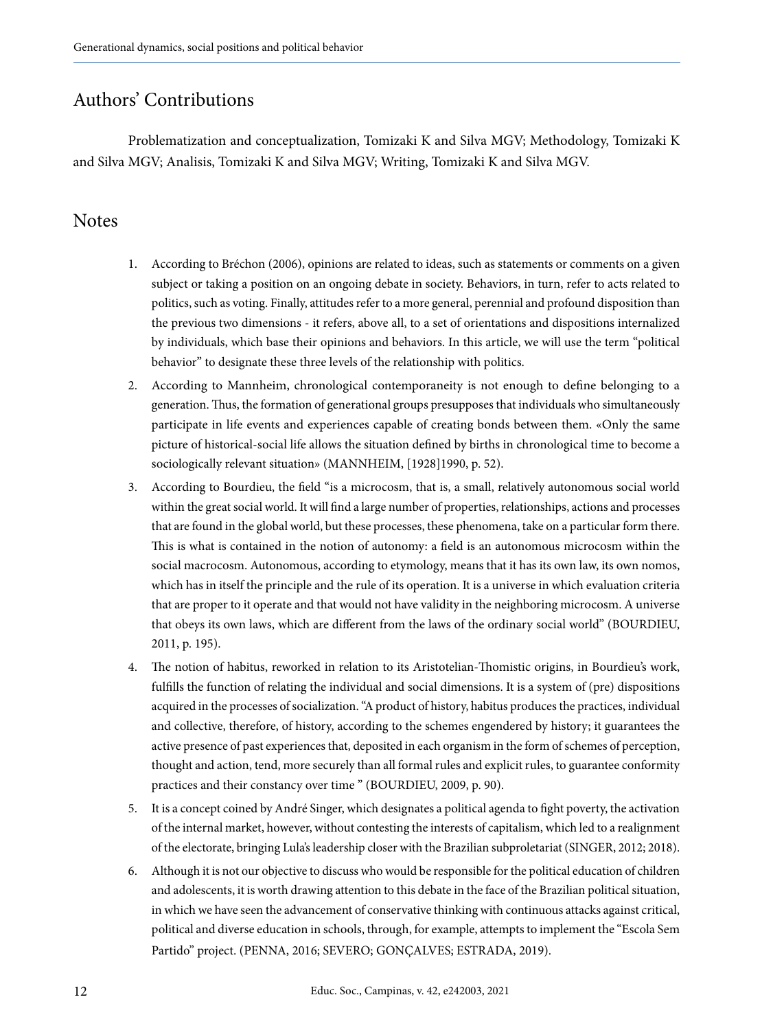## Authors' Contributions

Problematization and conceptualization, Tomizaki K and Silva MGV; Methodology, Tomizaki K and Silva MGV; Analisis, Tomizaki K and Silva MGV; Writing, Tomizaki K and Silva MGV.

## Notes

1. According to Bréchon (2006), opinions are related to ideas, such as statements or comments on a given subject or taking a position on an ongoing debate in society. Behaviors, in turn, refer to acts related to politics, such as voting. Finally, attitudes refer to a more general, perennial and profound disposition than the previous two dimensions - it refers, above all, to a set of orientations and dispositions internalized by individuals, which base their opinions and behaviors. In this article, we will use the term "political behavior" to designate these three levels of the relationship with politics.
2. According to Mannheim, chronological contemporaneity is not enough to define belonging to a generation. Thus, the formation of generational groups presupposes that individuals who simultaneously participate in life events and experiences capable of creating bonds between them. «Only the same picture of historical-social life allows the situation defined by births in chronological time to become a sociologically relevant situation» (MANNHEIM, [1928]1990, p. 52).
3. According to Bourdieu, the field "is a microcosm, that is, a small, relatively autonomous social world within the great social world. It will find a large number of properties, relationships, actions and processes that are found in the global world, but these processes, these phenomena, take on a particular form there. This is what is contained in the notion of autonomy: a field is an autonomous microcosm within the social macrocosm. Autonomous, according to etymology, means that it has its own law, its own nomos, which has in itself the principle and the rule of its operation. It is a universe in which evaluation criteria that are proper to it operate and that would not have validity in the neighboring microcosm. A universe that obeys its own laws, which are different from the laws of the ordinary social world" (BOURDIEU, 2011, p. 195).
4. The notion of habitus, reworked in relation to its Aristotelian-Thomistic origins, in Bourdieu's work, fulfills the function of relating the individual and social dimensions. It is a system of (pre) dispositions acquired in the processes of socialization. "A product of history, habitus produces the practices, individual and collective, therefore, of history, according to the schemes engendered by history; it guarantees the active presence of past experiences that, deposited in each organism in the form of schemes of perception, thought and action, tend, more securely than all formal rules and explicit rules, to guarantee conformity practices and their constancy over time " (BOURDIEU, 2009, p. 90).
5. It is a concept coined by André Singer, which designates a political agenda to fight poverty, the activation of the internal market, however, without contesting the interests of capitalism, which led to a realignment of the electorate, bringing Lula's leadership closer with the Brazilian subproletariat (SINGER, 2012; 2018).
6. Although it is not our objective to discuss who would be responsible for the political education of children and adolescents, it is worth drawing attention to this debate in the face of the Brazilian political situation, in which we have seen the advancement of conservative thinking with continuous attacks against critical, political and diverse education in schools, through, for example, attempts to implement the "Escola Sem Partido" project. (PENNA, 2016; SEVERO; GONÇALVES; ESTRADA, 2019).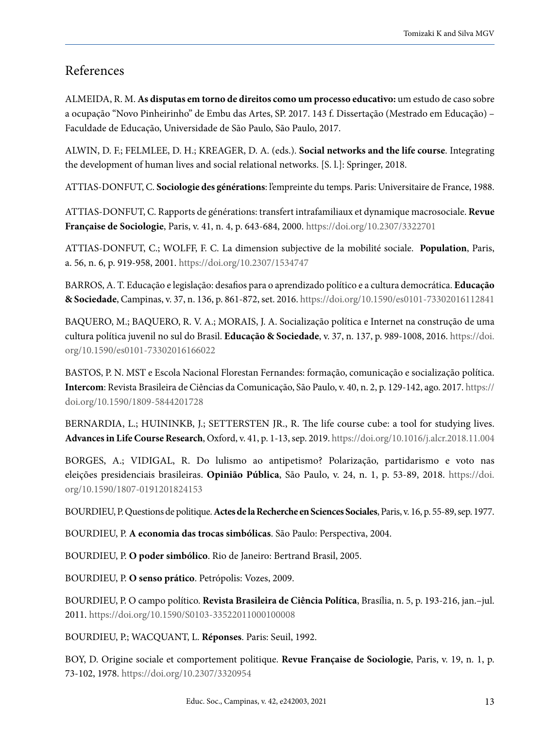## References

ALMEIDA, R. M. **As disputas em torno de direitos como um processo educativo:** um estudo de caso sobre a ocupação "Novo Pinheirinho" de Embu das Artes, SP. 2017. 143 f. Dissertação (Mestrado em Educação) – Faculdade de Educação, Universidade de São Paulo, São Paulo, 2017.

ALWIN, D. F.; FELMLEE, D. H.; KREAGER, D. A. (eds.). **Social networks and the life course**. Integrating the development of human lives and social relational networks. [S. l.]: Springer, 2018.

ATTIAS-DONFUT, C. **Sociologie des générations**: l'empreinte du temps. Paris: Universitaire de France, 1988.

ATTIAS-DONFUT, C. Rapports de générations: transfert intrafamiliaux et dynamique macrosociale. **Revue Française de Sociologie**, Paris, v. 41, n. 4, p. 643-684, 2000. https://doi.org/10.2307/3322701

ATTIAS-DONFUT, C.; WOLFF, F. C. La dimension subjective de la mobilité sociale. **Population**, Paris, a. 56, n. 6, p. 919-958, 2001. https://doi.org/10.2307/1534747

BARROS, A. T. Educação e legislação: desafios para o aprendizado político e a cultura democrática. **Educação & Sociedade**, Campinas, v. 37, n. 136, p. 861-872, set. 2016. https://doi.org/10.1590/es0101-73302016112841

BAQUERO, M.; BAQUERO, R. V. A.; MORAIS, J. A. Socialização política e Internet na construção de uma cultura política juvenil no sul do Brasil. **Educação & Sociedade**, v. 37, n. 137, p. 989-1008, 2016. https://doi.org/10.1590/es0101-73302016166022

BASTOS, P. N. MST e Escola Nacional Florestan Fernandes: formação, comunicação e socialização política. **Intercom**: Revista Brasileira de Ciências da Comunicação, São Paulo, v. 40, n. 2, p. 129-142, ago. 2017. https://doi.org/10.1590/1809-5844201728

BERNARDIA, L.; HUININKB, J.; SETTERSTEN JR., R. The life course cube: a tool for studying lives. **Advances in Life Course Research**, Oxford, v. 41, p. 1-13, sep. 2019. https://doi.org/10.1016/j.alcr.2018.11.004

BORGES, A.; VIDIGAL, R. Do lulismo ao antipetismo? Polarização, partidarismo e voto nas eleições presidenciais brasileiras. **Opinião Pública**, São Paulo, v. 24, n. 1, p. 53-89, 2018. https://doi.org/10.1590/1807-0191201824153

BOURDIEU, P. Questions de politique. **Actes de la Recherche en Sciences Sociales**, Paris, v. 16, p. 55-89, sep. 1977.

BOURDIEU, P. **A economia das trocas simbólicas**. São Paulo: Perspectiva, 2004.

BOURDIEU, P. **O poder simbólico**. Rio de Janeiro: Bertrand Brasil, 2005.

BOURDIEU, P. **O senso prático**. Petrópolis: Vozes, 2009.

BOURDIEU, P. O campo político. **Revista Brasileira de Ciência Política**, Brasília, n. 5, p. 193-216, jan.–jul. 2011. https://doi.org/10.1590/S0103-33522011000100008

BOURDIEU, P.; WACQUANT, L. **Réponses**. Paris: Seuil, 1992.

BOY, D. Origine sociale et comportement politique. **Revue Française de Sociologie**, Paris, v. 19, n. 1, p. 73-102, 1978. https://doi.org/10.2307/3320954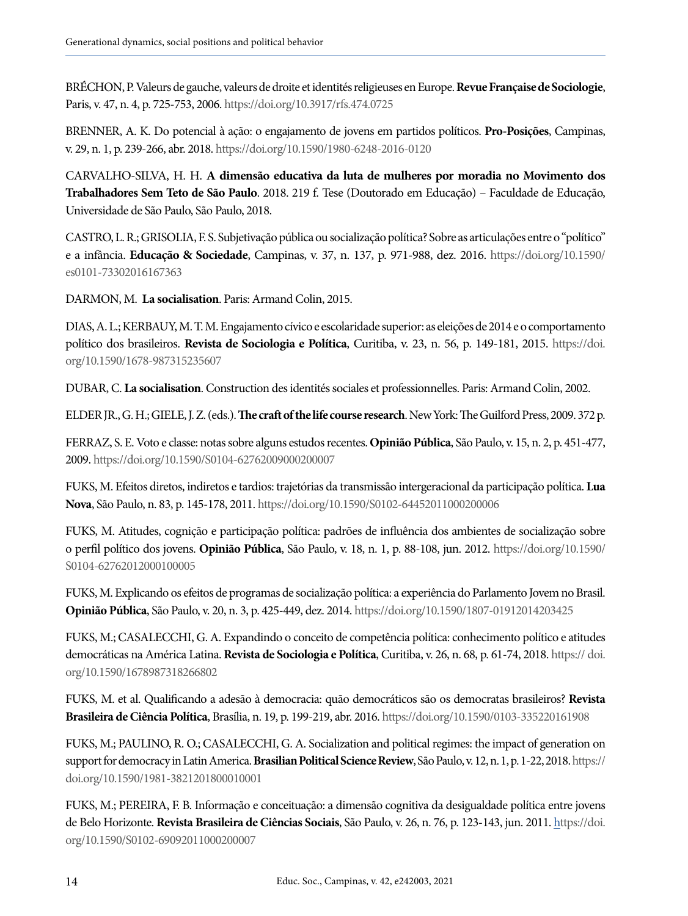BRÉCHON, P. Valeurs de gauche, valeurs de droite et identités religieuses en Europe. **Revue Française de Sociologie**, Paris, v. 47, n. 4, p. 725-753, 2006. https://doi.org/10.3917/rfs.474.0725

BRENNER, A. K. Do potencial à ação: o engajamento de jovens em partidos políticos. **Pro-Posições**, Campinas, v. 29, n. 1, p. 239-266, abr. 2018. https://doi.org/10.1590/1980-6248-2016-0120

CARVALHO-SILVA, H. H. **A dimensão educativa da luta de mulheres por moradia no Movimento dos Trabalhadores Sem Teto de São Paulo**. 2018. 219 f. Tese (Doutorado em Educação) – Faculdade de Educação, Universidade de São Paulo, São Paulo, 2018.

CASTRO, L. R.; GRISOLIA, F. S. Subjetivação pública ou socialização política? Sobre as articulações entre o "político" e a infância. **Educação & Sociedade**, Campinas, v. 37, n. 137, p. 971-988, dez. 2016. https://doi.org/10.1590/es0101-73302016167363

DARMON, M. **La socialisation**. Paris: Armand Colin, 2015.

DIAS, A. L.; KERBAUY, M. T. M. Engajamento cívico e escolaridade superior: as eleições de 2014 e o comportamento político dos brasileiros. **Revista de Sociologia e Política**, Curitiba, v. 23, n. 56, p. 149-181, 2015. https://doi.org/10.1590/1678-987315235607

DUBAR, C. **La socialisation**. Construction des identités sociales et professionnelles. Paris: Armand Colin, 2002.

ELDER JR., G. H.; GIELE, J. Z. (eds.). **The craft of the life course research**. New York: The Guilford Press, 2009. 372 p.

FERRAZ, S. E. Voto e classe: notas sobre alguns estudos recentes. **Opinião Pública**, São Paulo, v. 15, n. 2, p. 451-477, 2009. https://doi.org/10.1590/S0104-62762009000200007

FUKS, M. Efeitos diretos, indiretos e tardios: trajetórias da transmissão intergeracional da participação política. **Lua Nova**, São Paulo, n. 83, p. 145-178, 2011. https://doi.org/10.1590/S0102-64452011000200006

FUKS, M. Atitudes, cognição e participação política: padrões de influência dos ambientes de socialização sobre o perfil político dos jovens. **Opinião Pública**, São Paulo, v. 18, n. 1, p. 88-108, jun. 2012. https://doi.org/10.1590/S0104-62762012000100005

FUKS, M. Explicando os efeitos de programas de socialização política: a experiência do Parlamento Jovem no Brasil. **Opinião Pública**, São Paulo, v. 20, n. 3, p. 425-449, dez. 2014. https://doi.org/10.1590/1807-01912014203425

FUKS, M.; CASALECCHI, G. A. Expandindo o conceito de competência política: conhecimento político e atitudes democráticas na América Latina. **Revista de Sociologia e Política**, Curitiba, v. 26, n. 68, p. 61-74, 2018. https:// doi.org/10.1590/1678987318266802

FUKS, M. et al. Qualificando a adesão à democracia: quão democráticos são os democratas brasileiros? **Revista Brasileira de Ciência Política**, Brasília, n. 19, p. 199-219, abr. 2016. https://doi.org/10.1590/0103-335220161908

FUKS, M.; PAULINO, R. O.; CASALECCHI, G. A. Socialization and political regimes: the impact of generation on support for democracy in Latin America. **Brasilian Political Science Review**, São Paulo, v. 12, n. 1, p. 1-22, 2018. https://doi.org/10.1590/1981-3821201800010001

FUKS, M.; PEREIRA, F. B. Informação e conceituação: a dimensão cognitiva da desigualdade política entre jovens de Belo Horizonte. **Revista Brasileira de Ciências Sociais**, São Paulo, v. 26, n. 76, p. 123-143, jun. 2011. https://doi.org/10.1590/S0102-69092011000200007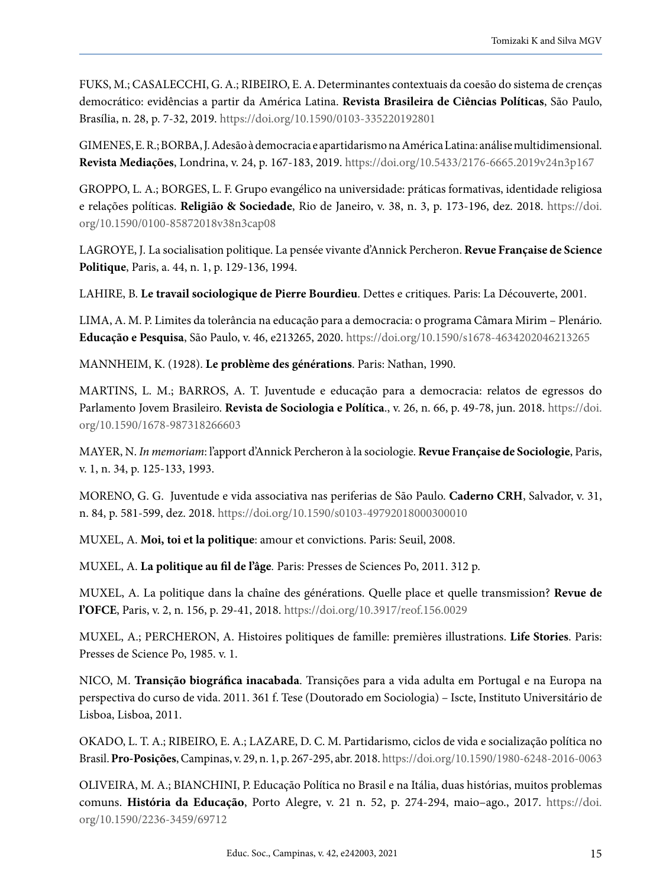FUKS, M.; CASALECCHI, G. A.; RIBEIRO, E. A. Determinantes contextuais da coesão do sistema de crenças democrático: evidências a partir da América Latina. **Revista Brasileira de Ciências Políticas**, São Paulo, Brasília, n. 28, p. 7-32, 2019. https://doi.org/10.1590/0103-335220192801

GIMENES, E. R.; BORBA, J. Adesão à democracia e apartidarismo na América Latina: análise multidimensional. **Revista Mediações**, Londrina, v. 24, p. 167-183, 2019. https://doi.org/10.5433/2176-6665.2019v24n3p167

GROPPO, L. A.; BORGES, L. F. Grupo evangélico na universidade: práticas formativas, identidade religiosa e relações políticas. **Religião & Sociedade**, Rio de Janeiro, v. 38, n. 3, p. 173-196, dez. 2018. https://doi.org/10.1590/0100-85872018v38n3cap08

LAGROYE, J. La socialisation politique. La pensée vivante d'Annick Percheron. **Revue Française de Science Politique**, Paris, a. 44, n. 1, p. 129-136, 1994.

LAHIRE, B. **Le travail sociologique de Pierre Bourdieu**. Dettes e critiques. Paris: La Découverte, 2001.

LIMA, A. M. P. Limites da tolerância na educação para a democracia: o programa Câmara Mirim – Plenário. **Educação e Pesquisa**, São Paulo, v. 46, e213265, 2020. https://doi.org/10.1590/s1678-4634202046213265

MANNHEIM, K. (1928). **Le problème des générations**. Paris: Nathan, 1990.

MARTINS, L. M.; BARROS, A. T. Juventude e educação para a democracia: relatos de egressos do Parlamento Jovem Brasileiro. **Revista de Sociologia e Política**., v. 26, n. 66, p. 49-78, jun. 2018. https://doi.org/10.1590/1678-987318266603

MAYER, N. *In memoriam*: l'apport d'Annick Percheron à la sociologie. **Revue Française de Sociologie**, Paris, v. 1, n. 34, p. 125-133, 1993.

MORENO, G. G. Juventude e vida associativa nas periferias de São Paulo. **Caderno CRH**, Salvador, v. 31, n. 84, p. 581-599, dez. 2018. https://doi.org/10.1590/s0103-49792018000300010

MUXEL, A. **Moi, toi et la politique**: amour et convictions. Paris: Seuil, 2008.

MUXEL, A. **La politique au fil de l'âge**. Paris: Presses de Sciences Po, 2011. 312 p.

MUXEL, A. La politique dans la chaîne des générations. Quelle place et quelle transmission? **Revue de l'OFCE**, Paris, v. 2, n. 156, p. 29-41, 2018. https://doi.org/10.3917/reof.156.0029

MUXEL, A.; PERCHERON, A. Histoires politiques de famille: premières illustrations. **Life Stories**. Paris: Presses de Science Po, 1985. v. 1.

NICO, M. **Transição biográfica inacabada**. Transições para a vida adulta em Portugal e na Europa na perspectiva do curso de vida. 2011. 361 f. Tese (Doutorado em Sociologia) – Iscte, Instituto Universitário de Lisboa, Lisboa, 2011.

OKADO, L. T. A.; RIBEIRO, E. A.; LAZARE, D. C. M. Partidarismo, ciclos de vida e socialização política no Brasil. **Pro-Posições**, Campinas, v. 29, n. 1, p. 267-295, abr. 2018. https://doi.org/10.1590/1980-6248-2016-0063

OLIVEIRA, M. A.; BIANCHINI, P. Educação Política no Brasil e na Itália, duas histórias, muitos problemas comuns. **História da Educação**, Porto Alegre, v. 21 n. 52, p. 274-294, maio–ago., 2017. https://doi.org/10.1590/2236-3459/69712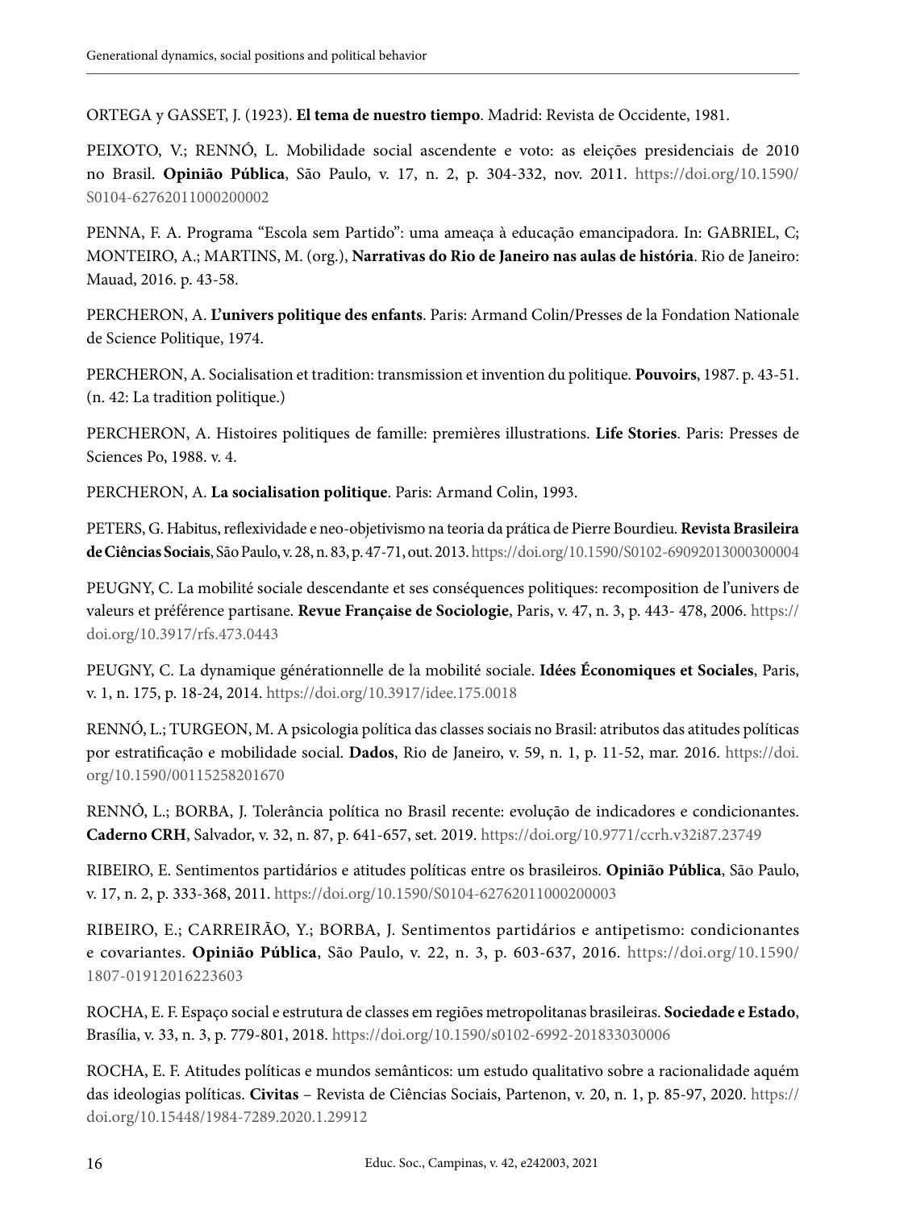ORTEGA y GASSET, J. (1923). **El tema de nuestro tiempo**. Madrid: Revista de Occidente, 1981.

PEIXOTO, V.; RENNÓ, L. Mobilidade social ascendente e voto: as eleições presidenciais de 2010 no Brasil. **Opinião Pública**, São Paulo, v. 17, n. 2, p. 304-332, nov. 2011. https://doi.org/10.1590/S0104-62762011000200002

PENNA, F. A. Programa "Escola sem Partido": uma ameaça à educação emancipadora. In: GABRIEL, C; MONTEIRO, A.; MARTINS, M. (org.), **Narrativas do Rio de Janeiro nas aulas de história**. Rio de Janeiro: Mauad, 2016. p. 43-58.

PERCHERON, A. **L'univers politique des enfants**. Paris: Armand Colin/Presses de la Fondation Nationale de Science Politique, 1974.

PERCHERON, A. Socialisation et tradition: transmission et invention du politique. **Pouvoirs**, 1987. p. 43-51. (n. 42: La tradition politique.)

PERCHERON, A. Histoires politiques de famille: premières illustrations. **Life Stories**. Paris: Presses de Sciences Po, 1988. v. 4.

PERCHERON, A. **La socialisation politique**. Paris: Armand Colin, 1993.

PETERS, G. Habitus, reflexividade e neo-objetivismo na teoria da prática de Pierre Bourdieu. **Revista Brasileira de Ciências Sociais**, São Paulo, v. 28, n. 83, p. 47-71, out. 2013. https://doi.org/10.1590/S0102-69092013000300004

PEUGNY, C. La mobilité sociale descendante et ses conséquences politiques: recomposition de l'univers de valeurs et préférence partisane. **Revue Française de Sociologie**, Paris, v. 47, n. 3, p. 443- 478, 2006. https://doi.org/10.3917/rfs.473.0443

PEUGNY, C. La dynamique générationnelle de la mobilité sociale. **Idées Économiques et Sociales**, Paris, v. 1, n. 175, p. 18-24, 2014. https://doi.org/10.3917/idee.175.0018

RENNÓ, L.; TURGEON, M. A psicologia política das classes sociais no Brasil: atributos das atitudes políticas por estratificação e mobilidade social. **Dados**, Rio de Janeiro, v. 59, n. 1, p. 11-52, mar. 2016. https://doi.org/10.1590/00115258201670

RENNÓ, L.; BORBA, J. Tolerância política no Brasil recente: evolução de indicadores e condicionantes. **Caderno CRH**, Salvador, v. 32, n. 87, p. 641-657, set. 2019. https://doi.org/10.9771/ccrh.v32i87.23749

RIBEIRO, E. Sentimentos partidários e atitudes políticas entre os brasileiros. **Opinião Pública**, São Paulo, v. 17, n. 2, p. 333-368, 2011. https://doi.org/10.1590/S0104-62762011000200003

RIBEIRO, E.; CARREIRÃO, Y.; BORBA, J. Sentimentos partidários e antipetismo: condicionantes e covariantes. **Opinião Pública**, São Paulo, v. 22, n. 3, p. 603-637, 2016. https://doi.org/10.1590/1807-01912016223603

ROCHA, E. F. Espaço social e estrutura de classes em regiões metropolitanas brasileiras. **Sociedade e Estado**, Brasília, v. 33, n. 3, p. 779-801, 2018. https://doi.org/10.1590/s0102-6992-201833030006

ROCHA, E. F. Atitudes políticas e mundos semânticos: um estudo qualitativo sobre a racionalidade aquém das ideologias políticas. **Civitas** – Revista de Ciências Sociais, Partenon, v. 20, n. 1, p. 85-97, 2020. https://doi.org/10.15448/1984-7289.2020.1.29912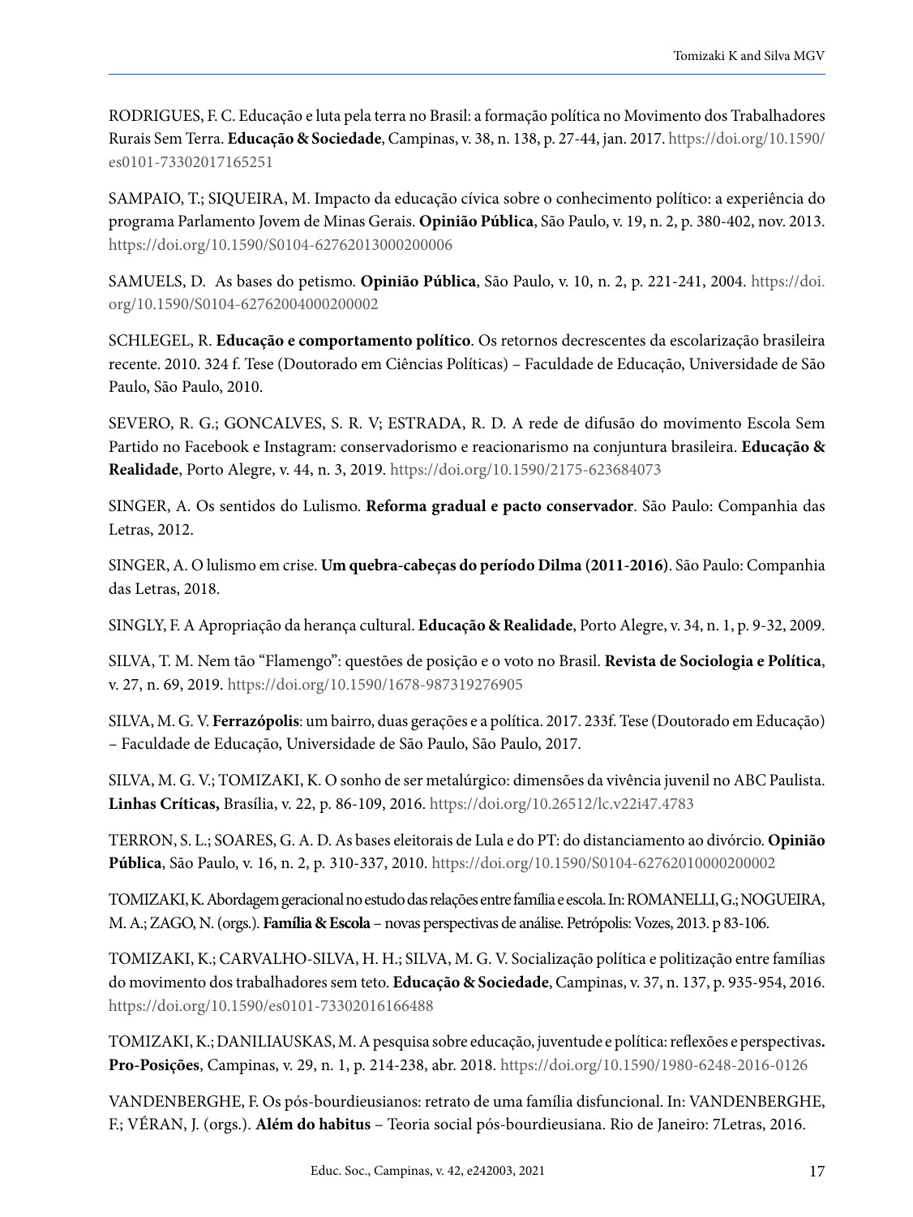RODRIGUES, F. C. Educação e luta pela terra no Brasil: a formação política no Movimento dos Trabalhadores Rurais Sem Terra. **Educação & Sociedade**, Campinas, v. 38, n. 138, p. 27-44, jan. 2017. https://doi.org/10.1590/es0101-73302017165251

SAMPAIO, T.; SIQUEIRA, M. Impacto da educação cívica sobre o conhecimento político: a experiência do programa Parlamento Jovem de Minas Gerais. **Opinião Pública**, São Paulo, v. 19, n. 2, p. 380-402, nov. 2013. https://doi.org/10.1590/S0104-62762013000200006

SAMUELS, D. As bases do petismo. **Opinião Pública**, São Paulo, v. 10, n. 2, p. 221-241, 2004. https://doi.org/10.1590/S0104-62762004000200002

SCHLEGEL, R. **Educação e comportamento político**. Os retornos decrescentes da escolarização brasileira recente. 2010. 324 f. Tese (Doutorado em Ciências Políticas) – Faculdade de Educação, Universidade de São Paulo, São Paulo, 2010.

SEVERO, R. G.; GONCALVES, S. R. V; ESTRADA, R. D. A rede de difusão do movimento Escola Sem Partido no Facebook e Instagram: conservadorismo e reacionarismo na conjuntura brasileira. **Educação & Realidade**, Porto Alegre, v. 44, n. 3, 2019. https://doi.org/10.1590/2175-623684073

SINGER, A. Os sentidos do Lulismo. **Reforma gradual e pacto conservador**. São Paulo: Companhia das Letras, 2012.

SINGER, A. O lulismo em crise. **Um quebra-cabeças do período Dilma (2011-2016)**. São Paulo: Companhia das Letras, 2018.

SINGLY, F. A Apropriação da herança cultural. **Educação & Realidade**, Porto Alegre, v. 34, n. 1, p. 9-32, 2009.

SILVA, T. M. Nem tão "Flamengo": questões de posição e o voto no Brasil. **Revista de Sociologia e Política**, v. 27, n. 69, 2019. https://doi.org/10.1590/1678-987319276905

SILVA, M. G. V. **Ferrazópolis**: um bairro, duas gerações e a política. 2017. 233f. Tese (Doutorado em Educação) – Faculdade de Educação, Universidade de São Paulo, São Paulo, 2017.

SILVA, M. G. V.; TOMIZAKI, K. O sonho de ser metalúrgico: dimensões da vivência juvenil no ABC Paulista. **Linhas Críticas,** Brasília, v. 22, p. 86-109, 2016. https://doi.org/10.26512/lc.v22i47.4783

TERRON, S. L.; SOARES, G. A. D. As bases eleitorais de Lula e do PT: do distanciamento ao divórcio. **Opinião Pública**, São Paulo, v. 16, n. 2, p. 310-337, 2010. https://doi.org/10.1590/S0104-62762010000200002

TOMIZAKI, K. Abordagem geracional no estudo das relações entre família e escola. In: ROMANELLI, G.; NOGUEIRA, M. A.; ZAGO, N. (orgs.). **Família & Escola** – novas perspectivas de análise. Petrópolis: Vozes, 2013. p 83-106.

TOMIZAKI, K.; CARVALHO-SILVA, H. H.; SILVA, M. G. V. Socialização política e politização entre famílias do movimento dos trabalhadores sem teto. **Educação & Sociedade**, Campinas, v. 37, n. 137, p. 935-954, 2016. https://doi.org/10.1590/es0101-73302016166488

TOMIZAKI, K.; DANILIAUSKAS, M. A pesquisa sobre educação, juventude e política: reflexões e perspectivas**.** **Pro-Posições**, Campinas, v. 29, n. 1, p. 214-238, abr. 2018. https://doi.org/10.1590/1980-6248-2016-0126

VANDENBERGHE, F. Os pós-bourdieusianos: retrato de uma família disfuncional. In: VANDENBERGHE, F.; VÉRAN, J. (orgs.). **Além do habitus** – Teoria social pós-bourdieusiana. Rio de Janeiro: 7Letras, 2016.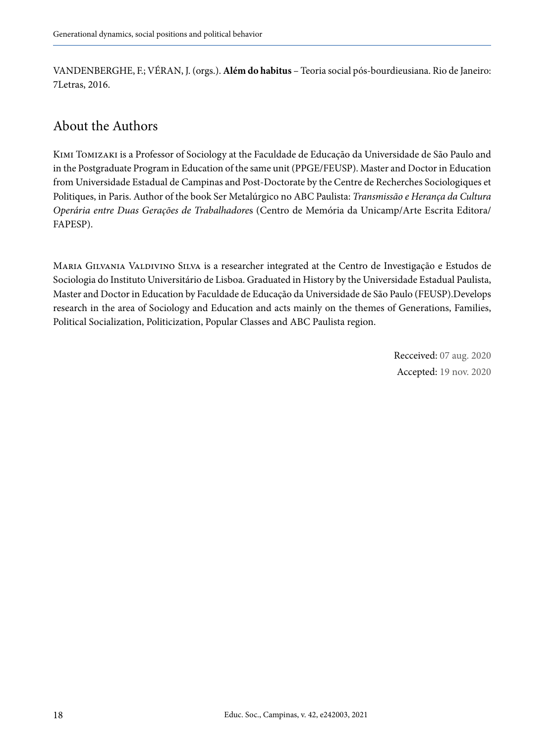VANDENBERGHE, F.; VÉRAN, J. (orgs.). **Além do habitus** – Teoria social pós-bourdieusiana. Rio de Janeiro: 7Letras, 2016.

## About the Authors

Kimi Tomizaki is a Professor of Sociology at the Faculdade de Educação da Universidade de São Paulo and in the Postgraduate Program in Education of the same unit (PPGE/FEUSP). Master and Doctor in Education from Universidade Estadual de Campinas and Post-Doctorate by the Centre de Recherches Sociologiques et Politiques, in Paris. Author of the book Ser Metalúrgico no ABC Paulista: *Transmissão e Herança da Cultura Operária entre Duas Gerações de Trabalhadore*s (Centro de Memória da Unicamp/Arte Escrita Editora/ FAPESP).

Maria Gilvania Valdivino Silva is a researcher integrated at the Centro de Investigação e Estudos de Sociologia do Instituto Universitário de Lisboa. Graduated in History by the Universidade Estadual Paulista, Master and Doctor in Education by Faculdade de Educação da Universidade de São Paulo (FEUSP).Develops research in the area of Sociology and Education and acts mainly on the themes of Generations, Families, Political Socialization, Politicization, Popular Classes and ABC Paulista region.

Recceived: 07 aug. 2020
Accepted: 19 nov. 2020